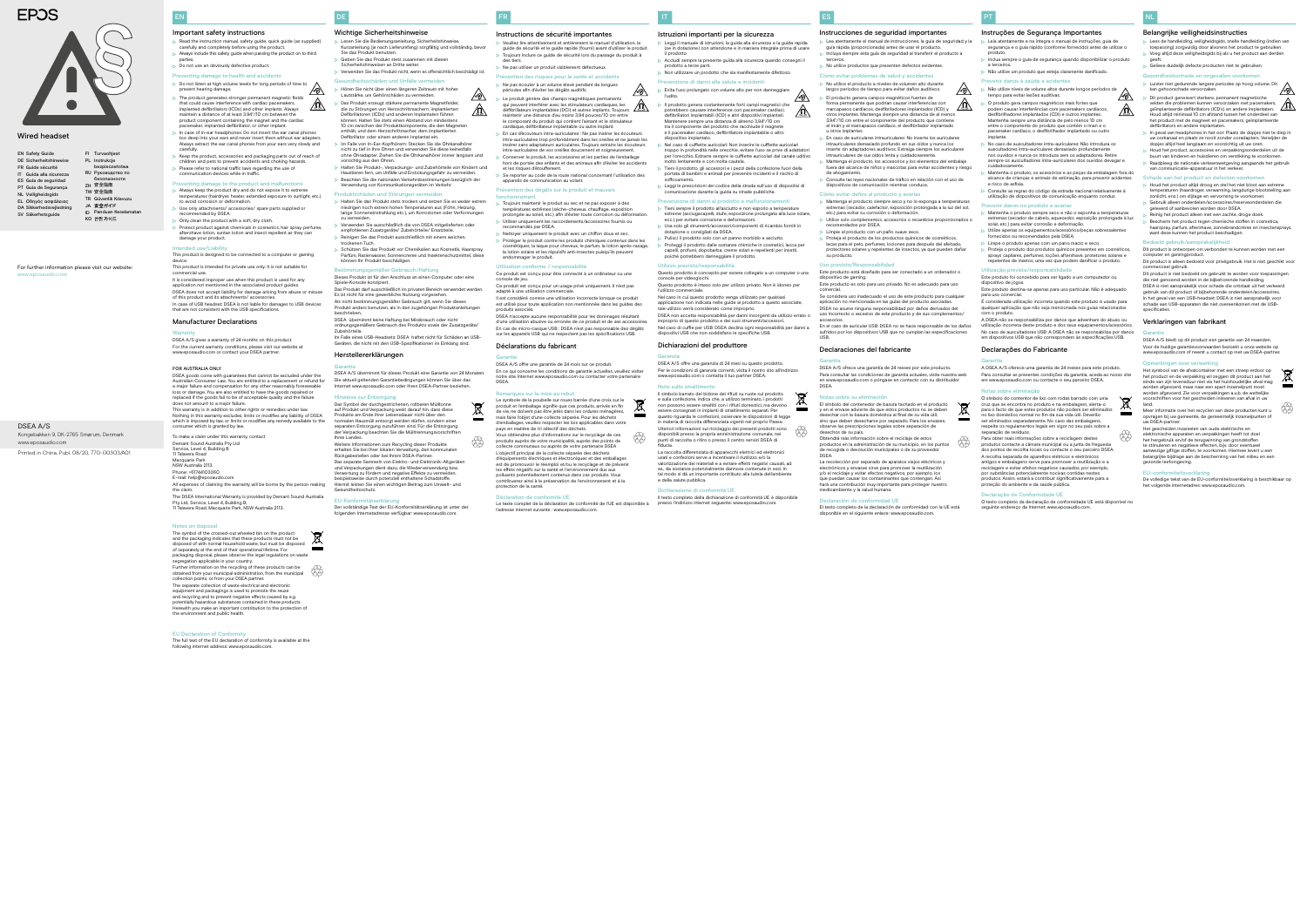EPOS

Wired headset

EN Safety Guide
DE Sicherheitshinweise
FR Guide sécurité
IT Guida alla sicurezza
ES Guía de seguridad
PT Guia de Segurança
NL Veiligheidsgids
EL Οδηγός ασφάλειας
DA Sikkerhedsvejledning
SV Säkerhetsguide
FI Turvaohjeet
PL Instrukcje bezpieczeństwa
RU Руководство по безопасности
ZH 安全指南
TW 安全指南
TR Güvenlik Kılavuzu
JA 安全ガイド
ID Panduan Keselamatan
KO 안전 가이드

For further information please visit our website: www.eposaudio.com

DSEA A/S
Kongebakken 9, DK-2765 Smørum, Denmark
www.eposaudio.com

Printed in China, Publ. 08/20, 770-00303/A01

## EN

### Important safety instructions

- Read the instruction manual, safety guide, quick guide (se supplied) carefully and completely before using the product.
- Always include this safety guide when passing the product on to third parties.
- Do not use an obviously defective product.

#### Preventing damage to health and accidents

- Do not listen at high volume levels for long periods of time to prevent hearing damage.
- The product generates stronger permanent magnetic fields that could cause interference with cardiac pacemakers, implanted defibrillators (ICDs) and other implants. Always maintain a distance of at least 3.94"/10 cm between the product component containing the magnet and the cardiac pacemaker, implanted defibrillator, or other implant.
- In case of in-ear headphones: Do not insert the ear canal phones too deep into your ears and never insert them without ear adapters. Always extract the ear canal phones from your ears very slowly and carefully.
- Keep the product, accessories and packaging parts out of reach of children and pets to prevent accidents and choking hazards.
- Please refer to national traffic laws regarding the use of communication devices while in traffic.

#### Preventing damage to the product and malfunctions

- Always keep the product dry and do not expose it to extreme temperatures (hairdryer, heater, extended exposure to sunlight, etc.) to avoid corrosion or deformation.
- Use only attachments/ accessories/ spare parts supplied or recommended by DSEA.
- Only clean the product with a soft, dry cloth.
- Protect product against chemicals in cosmetics, hair spray, perfumes, aftershave lotion, suntan lotion and insect repellent as they can damage your product.

#### Intended use/Liability

This product is designed to be connected to a computer or gaming device.

This product is intended for private use only. It is not suitable for commercial use.

It is considered improper use when this product is used for any application not mentioned in the associated product guides.

DSEA does not accept liability for damage arising from abuse or misuse of this product and its attachments/ accessories.

In case of USB headset DSEA is not liable for damages to USB devices that are not consistent with the USB specifications.

### Manufacturer Declarations

#### Warranty

DSEA A/S gives a warranty of 24 months on this product.

For the current warranty conditions, please visit our website at www.eposaudio.com or contact your DSEA partner.

#### FOR AUSTRALIA ONLY

DSEA goods come with guarantees that cannot be excluded under the Australian Consumer Law. You are entitled to a replacement or refund for a major failure and compensation for any other reasonably foreseeable loss or damage. You are also entitled to have the goods repaired or replaced if the goods fail to be of acceptable quality and the failure does not amount to a major failure.

This warranty is in addition to other rights or remedies under law. Nothing in this warranty excludes, limits or modifies any liability of DSEA which is imposed by law, or limits or modifies any remedy available to the consumer which is granted by law.

To make a claim under this warranty, contact
Demant Sound Australia Pty Ltd
Service, Level 4, Building B,
11 Talavera Road
Macquarie Park
NSW Australia 2113.
Phone: +61 1800 336 0
E-mail: help@eposaudio.com

All expenses of claiming the warranty will be borne by the person making the claim.

The DSEA International Warranty is provided by Demant Sound Australia Pty Ltd, Service, Level 4, Building B, 11 Talavera Road, Macquarie Park, NSW Australia 2113.

#### Notes on disposal

The symbol of the crossed-out wheeled bin on the product and the packaging indicates that these products must not be disposed of with normal household waste, but must be disposed of separately at the end of their operational lifetime. For packaging disposal, please observe the legal regulations on waste segregation applicable in your country.

Further information on the recycling of these products can be obtained from your municipal administration, from the municipal collection points, or from your DSEA partner.

The separate collection of waste electrical and electronic equipment and packagings is used to promote the reuse and recycling and to prevent negative effects caused by e.g. potentially hazardous substances contained in these products. Herewith you make an important contribution to the protection of the environment and public health.

#### EU Declaration of Conformity

The full text of the EU declaration of conformity is available at the following internet address: www.eposaudio.com.

## DE

### Wichtige Sicherheitshinweise

- Lesen Sie die Bedienungsanleitung, Sicherheitshinweise, Kurzanleitung (je nach Lieferumfang) sorgfältig und vollständig, bevor Sie das Produkt benutzen.
- Geben Sie das Produkt stets zusammen mit diesen Sicherheitshinweisen an Dritte weiter.
- Verwenden Sie das Produkt nicht, wenn es offensichtlich beschädigt ist.

#### Gesundheitsschäden und Unfälle vermeiden

- Hören Sie nicht über einen längeren Zeitraum mit hoher Lautstärke, um Gehörschäden zu vermeiden.
- Das Produkt erzeugt stärkere permanente Magnetfelder, die zu Störungen von Herzschrittmachern, implantierten Defibrillatoren (ICDs) und anderen Implantaten führen können. Halten Sie stets einen Abstand von mindestens 10 cm zwischen der Produktkomponente, die den Magneten enthält, und dem Herzschrittmacher, dem implantierten Defibrillator oder einem anderen Implantat ein.
- Im Falle von In-Ear-Kopfhörern: Stecken Sie die Ohrkanalhörer nicht zu tief in Ihre Ohren und verwenden Sie diese keinesfalls ohne Ohradapter. Ziehen Sie die Ohrkanalhörer immer langsam und vorsichtig aus den Ohren.
- Halten Sie Produkt-, Verpackungs- und Zubehörteile von Kindern und Haustieren fern, um Unfälle und Erstickungsgefahr zu vermeiden.
- Beachten Sie die nationalen Verkehrsbestimmungen bezüglich der Verwendung von Kommunikationsgeräten im Verkehr.

#### Produktschäden und Störungen vermeiden

- Halten Sie das Produkt stets trocken und setzen Sie es weder extrem niedrigen noch extrem hohen Temperaturen aus (Föhn, Heizung, lange Sonneneinstrahlung etc.), um Korrosionen oder Verformungen zu vermeiden.
- Verwenden Sie ausschließlich die von DSEA mitgelieferten oder empfohlenen Zusatzgeräte/ Zubehörteile/ Ersatzteile.
- Reinigen Sie das Produkt ausschließlich mit einem weichen, trockenen Tuch.
- Schützen Sie das Produkt vor Chemikalien aus Kosmetik, Haarspray, Parfüm, Rasierwasser, Sonnencreme und Insektenschutzmittel, diese können Ihr Produkt beschädigen.

#### Bestimmungsgemäßer Gebrauch/Haftung

Dieses Produkt ist für den Anschluss an einen Computer oder eine Spiele-Konsole konzipiert.

Das Produkt darf ausschließlich im privaten Bereich verwendet werden. Es ist nicht für eine gewerbliche Nutzung vorgesehen.

Als nicht bestimmungsgemäßer Gebrauch gilt, wenn Sie dieses Produkt anders benutzen, als in den zugehörigen Produktanleitungen beschrieben.

DSEA übernimmt keine Haftung bei Missbrauch oder nicht ordnungsgemäßem Gebrauch des Produkts sowie der Zusatzgeräte/ Zubehörteile.

Im Falle eines USB-Headsets: DSEA haftet nicht für Schäden an USB-Geräten, die nicht mit den USB-Spezifikationen im Einklang sind.

### Herstellererklärungen

#### Garantie

DSEA A/S übernimmt für dieses Produkt eine Garantie von 24 Monaten. Die aktuell geltenden Garantiebedingungen können Sie über das Internet www.eposaudio.com oder Ihren DSEA-Partner beziehen.

#### Hinweise zur Entsorgung

Das Symbol der durchgestrichenen, rollbaren Mülltonne auf Produkt und Verpackung weist darauf hin, dass diese Produkte am Ende ihrer Lebensdauer nicht über den normalen Hausmüll entsorgt werden dürfen, sondern einer separaten Entsorgung zuzuführen sind. Für die Entsorgung der Verpackung beachten Sie die Mülltrennungsvorschriften Ihres Landes.

Weitere Informationen zum Recycling dieser Produkte erhalten Sie bei Ihrer lokalen Verwaltung, den kommunalen Rückgabestellen oder bei Ihrem DSEA-Partner.

Das separate Sammeln von Elektro- und Elektronik-Altgeräten und Verpackungen dient dazu, die Wiederverwendung bzw. Verwertung zu fördern und negative Effekte durch z. B. beispielsweise durch potenziell enthaltene Schadstoffe zu vermeiden. Hiermit leisten Sie einen wichtigen Beitrag zum Umwelt- und Gesundheitsschutz.

#### EU-Konformitätserklärung

Der vollständige Text der EU-Konformitätserklärung ist unter der folgenden Internetadresse verfügbar: www.eposaudio.com.

## FR

### Instructions de sécurité importantes

- Veuillez lire attentivement et entièrement le manuel d'utilisation, le guide de sécurité et le guide rapide (fourni) avant d'utiliser le produit.
- Toujours inclure ce guide de sécurité lors du passage du produit à des tiers.
- Ne pas utiliser un produit visiblement défectueux.

#### Prévention des risques pour la santé et accidents

- Ne pas écouter à un volume élevé pendant de longues périodes afin d'éviter les dégâts auditifs.
- Le produit génère des champs magnétiques permanents qui peuvent interférer avec les stimulateurs cardiaques, les défibrillateurs implantables (DCI) et autres implants. Toujours maintenir une distance d'au moins 3,94 pouces/10 cm entre le composant du produit qui contient l'aimant et le stimulateur cardiaque, défibrillateur implantable ou autre implant.
- En cas d'écouteurs intra-auriculaires : Ne pas insérer les écouteurs intra-auriculaires trop profondément dans les oreilles et ne jamais les insérer sans adaptateurs auriculaires. Toujours extraire les écouteurs intra-auriculaires de vos oreilles doucement et soigneusement.
- Conserver le produit, les accessoires et les parties de l'emballage hors de portée des enfants et des animaux afin d'éviter les accidents et les risques d'étouffement.
- Se reporter au code de la route national concernant l'utilisation des appareils de communication au volant.

#### Prévention des dégâts sur le produit et mauvais fonctionnement

- Toujours maintenir le produit au sec et ne pas exposer à des températures extrêmes (sèche-cheveux, chauffage, exposition prolongée au soleil, etc.) afin d'éviter toute corrosion ou déformation.
- Utiliser uniquement les raccordements/accessoires fournis ou recommandés par DSEA.
- Nettoyer uniquement le produit avec un chiffon doux et sec.
- Protéger le produit contre les produits chimiques contenus dans les cosmétiques, la laque pour cheveux, le parfum, la lotion après-rasage, la lotion solaire et les répulsifs anti-insectes puisqu'ils peuvent endommager le produit.

#### Utilisation conforme / responsabilité

Ce produit est conçu pour être connecté à un ordinateur ou une console de jeu.

Ce produit est conçu pour un usage privé uniquement. Il n'est pas adapté à une utilisation commerciale.

Il est considéré comme une utilisation incorrecte lorsque ce produit est utilisé pour toute application non mentionnée dans les guides des produits associés.

DSEA n'accepte aucune responsabilité pour les dommages résultant d'une utilisation abusive ou erronée de ce produit et de ses accessoires.

En cas de micro-casque USB : DSEA n'est pas responsable pour les dégâts sur les appareils USB qui ne respectent pas les spécifications USB.

### Déclarations du fabricant

#### Garantie

DSEA A/S offre une garantie de 24 mois sur ce produit.

En ce qui concerne les conditions de garantie actuelles, veuillez visiter notre site Internet www.eposaudio.com ou contacter votre partenaire DSEA.

#### Remarques sur la mise au rebut

Le symbole de la poubelle sur roues barrée d'une croix sur le produit et l'emballage signifie que ces produits, arrivés en fin de vie, ne doivent pas être jetés dans les ordures ménagères, mais faire l'objet d'une collecte séparée. Pour les déchets d'emballages, veuillez respecter les lois applicables dans votre pays en matière de tri sélectif des déchets.

Vous obtiendrez plus d'informations sur le recyclage de ces produits auprès de votre municipalité, auprès des points de collecte communaux ou auprès de votre partenaire DSEA.

L'objectif principal de la collecte séparée des déchets d'équipements électriques et électroniques et des emballages est de promouvoir le réemploi et/ou le recyclage et de prévenir les effets négatifs sur la santé et l'environnement dus aux polluants potentiellement contenus dans ces produits. Vous contribuerez ainsi à la préservation de l'environnement et à la protection de la santé.

#### Déclaration de conformité UE

Le texte complet de la déclaration de conformité de l'UE est disponible à l'adresse internet suivante : www.eposaudio.com.

## IT

### Istruzioni importanti per la sicurezza

- Leggi il manuale di istruzioni, la guida alla sicurezza e la guida rapida (se in dotazione) con attenzione e in maniera integrale prima di usare il prodotto.
- Accludi sempre la presente guida alla sicurezza quando consegni il prodotto a terze parti.
- Non utilizzare un prodotto che sia manifestamente difettoso.

#### Prevenzione di danni alla salute e incidenti

- Evita l'uso prolungato con volume alto per non danneggiare l'udito.
- Il prodotto genera costantemente forti campi magnetici che potrebbero causare interferenze con pacemaker cardiaci, defibrillatori impiantabili (ICD) e altri dispositivi impiantati. Mantenere sempre una distanza di almeno 3,94"/10 cm tra il componente del prodotto che racchiude il magnete e il pacemaker cardiaco, defibrillatore impiantabile o altro dispositivo impiantato.
- Nel caso di cuffiette auricolari: Non inserire le cuffiette auricolari troppo in profondità nelle orecchie, evitare l'uso se privo di adattatori per l'orecchio. Estrarre sempre le cuffiette auricolari dal canale uditivo molto lentamente e con molta cautela.
- Tieni il prodotto, gli accessori e i pezzi della confezione fuori della portata di bambini e animali per prevenire incidenti e il rischio di soffocamento.
- Leggi le prescrizioni del codice della strada sull'uso di dispositivi di comunicazione durante la guida su strade pubbliche.

#### Prevenzione di danni al prodotto e malfunzionamenti

- Tieni sempre il prodotto all'asciutto e non esporlo a temperature estreme (asciugacapelli, stufe, esposizione prolungata alla luce solare, ecc.) per evitare corrosione e deformazioni.
- Usa solo gli strumenti/accessori/componenti di ricambio forniti in dotazione o consigliati da DSEA.
- Pulisci il prodotto solo con un panno morbido e asciutto.
- Proteggi il prodotto dalle sostanze chimiche in cosmetici, lacca per capelli, profumi, dopobarba, creme solari e repellenti per insetti, poiché potrebbero danneggiare il prodotto.

#### Utilizzo previsto/responsabilità

Questo prodotto è concepito per essere collegato a un computer o una console per videogiochi.

Questo prodotto è inteso solo per utilizzo privato. Non è idoneo per l'utilizzo commerciale.

Nel caso in cui questo prodotto venga utilizzato per qualsiasi applicazione non indicata nelle guide al prodotto a questo associate, tale utilizzo verrà considerato come improprio.

DSEA non accetta responsabilità per danni insorgenti da utilizzo errato o improprio di questo prodotto e dei suoi strumenti/accessori.

Nel caso di cuffie per USB: DSEA declina ogni responsabilità per danni a dispositivi USB che non soddisfano le specifiche USB.

### Dichiarazioni del produttore

#### Garanzia

DSEA A/S offre una garanzia di 24 mesi su questo prodotto.

Per le condizioni di garanzia correnti, visita il nostro sito all'indirizzo www.eposaudio.com o contatta il tuo partner DSEA.

#### Note sullo smaltimento

Il simbolo barrato del bidone dei rifiuti su ruote sul prodotto e sulla confezione, indica che, a utilizzo terminato, i prodotti non possono essere smaltiti con i rifiuti domestici, ma devono essere consegnati in impianti di smaltimento separati. Per quanto riguarda le confezioni, osservare le disposizioni di legge in materia di raccolta differenziata vigenti nel proprio Paese.

Ulteriori informazioni sul riciclaggio dei presenti prodotti sono disponibili presso la propria amministrazione comunale, nei punti di raccolta o ritiro o presso il centro servizi DSEA di fiducia.

La raccolta differenziata di apparecchi elettrici ed elettronici usati e confezioni serve a incentivare il riutilizzo e/o la valorizzazione dei materiali e a evitare effetti negativi causati, ad es. da sostanze potenzialmente dannose contenute in essi. In tal modo è dà un importante contributo alla tutela dell'ambiente e della salute pubblica.

#### Dichiarazione di conformità UE

Il testo completo della dichiarazione di conformità UE è disponibile presso l'indirizzo internet seguente www.eposaudio.com.

## ES

### Instrucciones de seguridad importantes

- Lea atentamente el manual de instrucciones, la guía de seguridad y la guía rápida (si se suministra) antes de usar el producto.
- Incluya siempre esta guía de seguridad al transferir el producto a terceros.
- No utilice productos que presenten defectos evidentes.

#### Cómo evitar problemas de salud y accidentes

- No utilice el producto a niveles de volumen alto durante largos periodos de tiempo para evitar daños auditivos.
- El producto genera campos magnéticos fuertes de forma permanente que podrían causar interferencias con marcapasos cardíacos, desfibriladores implantados (ICD) y otros implantes. Mantenga siempre una distancia de al menos 3,94"/10 cm entre el componente del producto que contiene el imán y el marcapasos cardíaco, el desfibrilador implantado u otros implantes.
- En caso de auriculares intrauriculares: No inserte los auriculares intrauriculares demasiado profundo en sus oídos y nunca los inserte sin adaptadores auditivos. Extraiga siempre los auriculares intrauriculares de sus oídos lenta y cuidadosamente.
- Mantenga el producto, los accesorios y los elementos del embalaje fuera del alcance de niños y mascotas para evitar accidentes y riesgo de ahogamiento.
- Consulte las leyes nacionales de tráfico en relación con el uso de dispositivos de comunicación mientras conduce.

#### Cómo evitar daños al producto y averías

- Mantenga el producto siempre seco y no lo exponga a temperaturas extremas (secador, calefactor, exposición prolongada a la luz del sol, etc.) para evitar su corrosión o deformación.
- Utilice solo complementos, accesorios o recambios proporcionados o recomendados por DSEA.
- Limpie el producto con un paño suave seco.
- Proteja el producto de los productos químicos de cosméticos, lacas para el pelo, perfumes, lociones para después del afeitado, protectores solares y repelentes de insectos ya que pueden dañar su producto.

#### Uso previsto/Responsabilidad

Este producto está diseñado para ser conectado a un ordenador o dispositivo de gaming.

Este producto es solo para uso privado. No es adecuado para uso comercial.

Se considera uso inadecuado el uso de este producto para cualquier aplicación no mencionada en las guías del producto asociadas.

DSEA no asume ninguna responsabilidad por daños derivados del uso incorrecto o excesivo de este producto y de sus complementos/ accesorios.

En el caso de auricular USB DSEA no se hace responsable de los daños sufridos por los dispositivos USB que no cumplan las especificaciones USB.

### Declaraciones del fabricante

#### Garantía

DSEA A/S ofrece una garantía de 24 meses para este producto.

Para consultar las condiciones de garantía actuales, visite nuestra web en www.eposaudio.com o póngase en contacto con su distribuidor DSEA.

#### Notas sobre su eliminación

El símbolo del contenedor de basura tachado en el producto y en el envase advierte de que estos productos no se deben desechar con la basura doméstica al final de su vida útil, sino que deben desecharse por separado. Para los envases, observe las prescripciones legales sobre separación de desechos de su país.

Obtendrá más información sobre el reciclaje de estos productos en la administración de su municipio, en los puntos de recogida o devolución municipales o de su proveedor DSEA.

La recolección por separado de aparatos viejos eléctricos y electrónicos y envases sirve para promover la reutilización y/o el reciclaje y evitar efectos negativos, por ejemplo, los que pueden causar los contaminantes que contengan. Así hará una contribución muy importante para proteger nuestro medioambiente y la salud humana.

#### Declaración de conformidad UE

El texto completo de la declaración de conformidad con la UE está disponible en el siguiente enlace: www.eposaudio.com.

## PT

### Instruções de Segurança Importantes

- Leia atentamente e na íntegra o manual de instruções, guia de segurança e o guia rápido (conforme fornecido) antes de utilizar o produto.
- Inclua sempre o guia de segurança quando disponibilizar o produto a terceiros.
- Não utilize um produto que esteja claramente danificado.

#### Prevenir danos à saúde e acidentes

- Não utilize níveis de volume altos durante longos períodos de tempo para evitar lesões auditivas.
- O produto gera campos magnéticos mais fortes que podem causar interferências com pacemakers cardíacos, desfibrilhadores implantados (CDI) e outros implantes. Mantenha sempre uma distância de pelo menos 10 cm entre o componente do produto que contém o íman e o pacemaker cardíaco, o desfibrilhador implantado ou outro implante.
- No caso de auscultadores intra-auriculares: Não introduza os auscultadores intra-auriculares demasiado profundamente nos ouvidos e nunca os introduza sem os adaptadores. Retire sempre os auscultadores intra-auriculares dos ouvidos devagar e cuidadosamente.
- Mantenha o produto, os acessórios e as peças da embalagem fora do alcance de crianças e animais de estimação, para prevenir acidentes e risco de asfixia.
- Consulte as regras do código da estrada nacional relativamente à utilização de dispositivos de comunicação enquanto conduz.

#### Prevenir danos no produto e avarias

- Mantenha o produto sempre seco e não o exponha a temperaturas extremas (secador de cabelo, aquecedor, exposição prolongada à luz solar, etc.) para evitar corrosão e deformação.
- Utilize apenas os equipamentos/acessórios/peças sobresselentes fornecidos ou recomendados pela DSEA.
- Limpe o produto apenas com um pano macio e seco.
- Proteja o produto dos produtos químicos presentes em cosméticos, sprays capilares, perfumes, loções aftershave, protetores solares e repelentes de insetos, uma vez que podem danificar o produto.

#### Utilização prevista/responsabilidade

Este produto foi concebido para ser ligado a um computador ou dispositivo de jogos.

Este produto destina-se apenas para uso particular. Não é adequado para uso comercial.

É considerada utilização incorreta quando este produto é usado para qualquer aplicação que não seja mencionada nos guias relacionados com o produto.

A DSEA não se responsabiliza por danos que advenham do abuso ou utilização incorreta deste produto e dos seus equipamentos/acessórios.

No caso de auscultadores USB: A DSEA não se responsabiliza por danos em dispositivos USB que não correspondem às especificações USB.

### Declarações do Fabricante

#### Garantia

A DSEA A/S oferece uma garantia de 24 meses para este produto.

Para consultar as presentes condições da garantia, aceda ao nosso site em www.eposaudio.com ou contacte o seu parceiro DSEA.

#### Notas sobre eliminação

O símbolo do contentor de lixo com rodas barrado com uma cruz que se encontra no produto e na embalagem, alerta-o para o facto de que estes produtos não podem ser eliminados no lixo doméstico normal no fim da sua vida útil. Deverão ser eliminados separadamente. No caso das embalagens, respeite os regulamentos legais em vigor no seu país sobre a separação de resíduos.

Para obter mais informações sobre a reciclagem destes produtos contacte a câmara municipal ou a junta de freguesia dos pontos de recolha locais ou contacte o seu parceiro DSEA.

A recolha separada de aparelhos elétricos e eletrónicos antigos e embalagens serve para promover a reutilização e a reciclagem e evitar efeitos negativos causados, por exemplo, por substâncias potencialmente nocivas contidas nestes produtos. Assim, estará a contribuir significativamente para a proteção do ambiente e da saúde pública.

#### Declaração de Conformidade UE

O texto completo da declaração de conformidade UE está disponível no seguinte endereço da Internet: www.eposaudio.com.

## NL

### Belangrijke veiligheidsinstructies

- Lees de handleiding, veiligheidsgids, snelle handleiding (indien van toepassing) zorgvuldig door alvorens het product te gebruiken.
- Voeg altijd deze veiligheidsgids bij als u het product aan derden geeft.
- Gebruik duidelijk defecte producten niet te gebruiken.

#### Gezondheidsschade en ongevallen voorkomen

- Luister niet gedurende langere periodes op hoog volume. Dit kan gehoorschade veroorzaken.
- Dit product genereert sterkere, permanent magnetische velden die problemen kunnen veroorzaken met pacemakers, geïmplanteerde defibrillators (ICD's) en andere implantaten. Houd altijd minimaal 10 cm afstand tussen het onderdeel van het product met de magneet en pacemakers, geïmplanteerde defibrillators en andere implantaten.
- In geval van headphones in het oor: Plaats de dopjes niet te diep in uw oorkanaal en plaats ze nooit zonder oordopjes. Verwijder de dopjes altijd heel langzaam en voorzichtig uit uw oren.
- Houd het product, accessoires en verpakkingsonderdelen uit de buurt van kinderen en huisdieren om verstikking te voorkomen.
- Raadpleeg de nationale verkeerswetgeving aangaande het gebruik van communicatie-apparatuur in het verkeer.

#### Schade aan het product en defecten voorkomen

- Houd het product altijd droog en stel het niet bloot aan extreme temperaturen (haardroger, verwarming, langdurige blootstelling aan zonlicht, enz.) om slijtage en vervorming te voorkomen.
- Gebruik alleen onderdelen/accessoires/reserveonderdelen die geleverd of aanbevolen worden door DSEA.
- Reinig het product alleen met een zachte, droge doek.
- Bescherm het product tegen chemische stoffen in cosmetica, haarspray, parfums, aftershave, zonnebrandcrème en insectenspray, want deze kunnen het product beschadigen.

#### Bedoeld gebruik/aansprakelijkheid

Dit product is ontworpen om verbonden te kunnen worden met een computer en gamingproduct.

Dit product is alleen bedoeld voor privégebruik. Het is niet geschikt voor commercieel gebruik.

Dit product is niet bedoeld en gebruikt te worden voor toepassingen die niet genoemd worden in de bijbehorende handleiding.

DSEA is niet aansprakelijk voor schade die ontstaat uit het verkeerd gebruik van dit product of bijbehorende onderdelen/accessoires.

In het geval van een USB-headset: DSEA is niet aansprakelijk voor schade aan USB-apparaten die niet overeenkomen met de USB-specificaties.

### Verklaringen van fabrikant

#### Garantie

DSEA A/S biedt op dit product een garantie van 24 maanden.

Voor de huidige garantievoorwaarden bezoekt u onze website op www.eposaudio.com of neemt u contact op met uw DSEA-partner.

#### Opmerkingen over verwerking

Het symbool van de afvalcontainer met een streep erdoor op het product en de verpakking wil zeggen dit product aan het einde van zijn levensduur niet via het huishoudelijke afval mag worden afgevoerd, maar naar een apart inzamelpunt moet worden afgevoerd. Zie voor verpakkingen a.u.b. de wettelijke voorschriften voor het gescheiden inleveren van afval in uw land.

Meer informatie over het recyclen van deze producten kunt u opvragen bij uw gemeente, de gemeentelijk inzamelpunten of uw DSEA-partner.

Het gescheiden inzamelen van oude elektrische en elektronische apparaten en verpakkingen heeft tot doel het hergebruik en/of de terugwinning van grondstoffen te stimuleren en negatieve effecten, bijv. door eventueel aanwezige giftige stoffen, te voorkomen. Hiermee levert u een belangrijke bijdrage aan de bescherming van het milieu en een gezonde leefomgeving.

#### EU-conformiteitsverklaring

De volledige tekst van de EU-conformiteitsverklaring is beschikbaar op het volgende internetadres: www.eposaudio.com.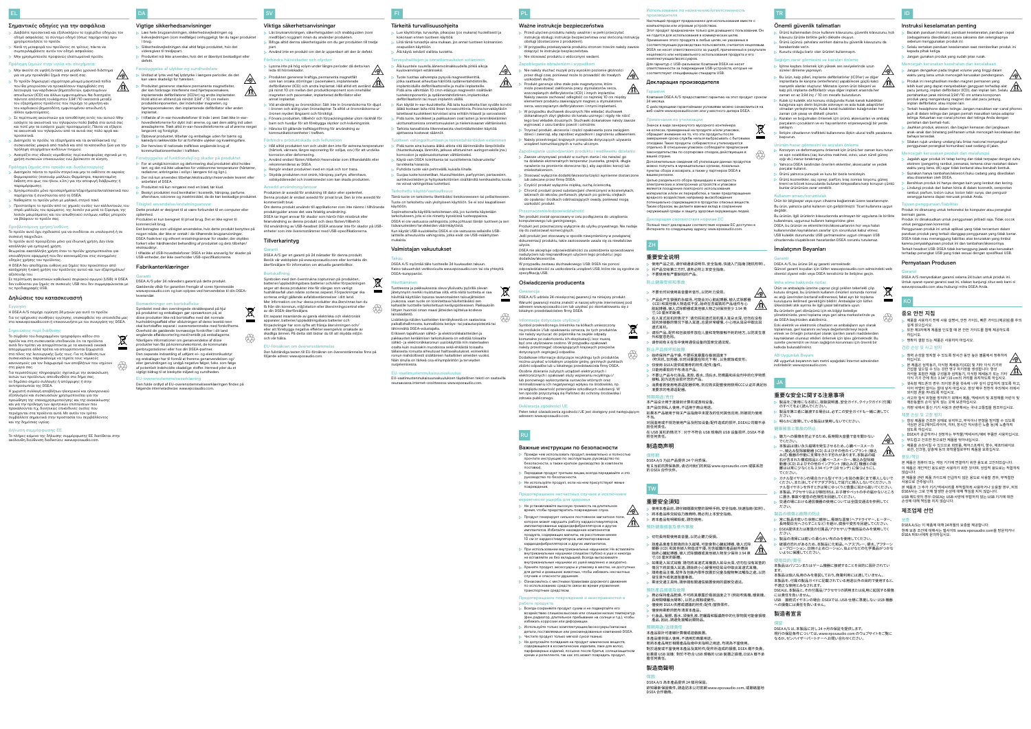EL

# Σημαντικές οδηγίες για την ασφάλεια

## Πρόληψη ζημιών στην υγεία και ατυχημάτων

## Πρόληψη ζημιών στο προϊόν και δυσλειτουργίες

## Προβλεπόμενη χρήση/ευθύνη

# Δηλώσεις του κατασκευαστή

### Εγγύηση

### Σημειώσεις περί διάθεσης

### Δήλωση συμμόρφωσης ΕΕ

DA

# Vigtige sikkerhedsanvisninger

## Forebyggelse af ulykker og sundhedsfare

## Forebyggelse af funktionsfejl og skader på produktet

## Tilsigtet anvendelse/erstatningsansvar

# Fabrikanterklæringer

### Garanti

### Bemærkninger om bortskaffelse

### EU-overensstemmelseserklæring

SV

# Viktiga säkerhetsanvisningar

## Förhindra hälsoskador och olyckor

## Förhindra produktskada och felfunktion

## Avsedd användning/ansvar

# Tillverkarintyg

### Garanti

### Bortskaffning

### EU-försäkran om överensstämmelse

FI

# Tärkeitä turvallisuusohjeita

## Terveyshaittojen ja onnettomuuksien estäminen

## Tuotteen vahingoittumisen ja toimintahäiriöiden estäminen

## Tarkoitettu käyttö/vastuullisuus

# Valmistajan vakuutukset

### Takuu

### Hävittäminen

### EU-vaatimustenmukaisuusvakuutus

PL

# Ważne instrukcje bezpieczeństwa

## Zapobieganie obrażeniom i wypadkom

## Zapobieganie uszkodzeniom produktu i wadliwemu działaniu

## Przeznaczenie/odpowiedzialność

# Oświadczenia producenta

### Gwarancja

### Informacja dotycząca utylizacji

### Deklaracja zgodności UE

RU

# Важные инструкции по безопасности

## Предотвращение несчастных случаев и негативного влияния на здоровье

## Предотвращение повреждения и неисправностей в работе продукта

## Использование по назначению/ответственность производителя

# Декларация производителя

### Гарантия

### Примечания по утилизации

### Декларация соответствия нормам ЕС

ZH

# 重要安全说明

## 防止健康受损和事故

## 防止产品损坏和故障

## 预期用途/责任

# 制造商声明

### 保修

### 废弃处理说明

### 欧盟符合性声明

TW

# 重要安全須知

## 預防健康損害及意外事故

## 預防產品損害及故障

## 預期用途/法律責任

# 製造商聲明

### 保固

JA

# 重要な安全に関する注意事項

## 健康被害や事故の防止

## 製品の損傷と故障の防止

## 使用目的／責任

# 製造者宣言

### 保証

TR

# Önemli güvenlik talimatları

## Sağlığın zarar görmesini ve kazaları önleme

## Ürünün hasar görmesini ve arızaları önleme

## Kullanım amacı/sorumluluk

# İmalatçının Beyanları

### Garanti

### İmha etme hakkında notlar

### AB Uygunluk Beyanı

ID

# Instruksi keselamatan penting

## Mencegah kerusakan kesehatan dan kecelakaan

## Mencegah kerusakan produk dan malfungsi

## Tujuan penggunaan/liabilitas

# Pernyataan Produsen

### Garansi

KO

# 중요 안전 지침

## 건강 손상 및 사고 방지

## 제품 손상 및 고장 방지

## 용도/책임

# 제조업체 선언

### 보증